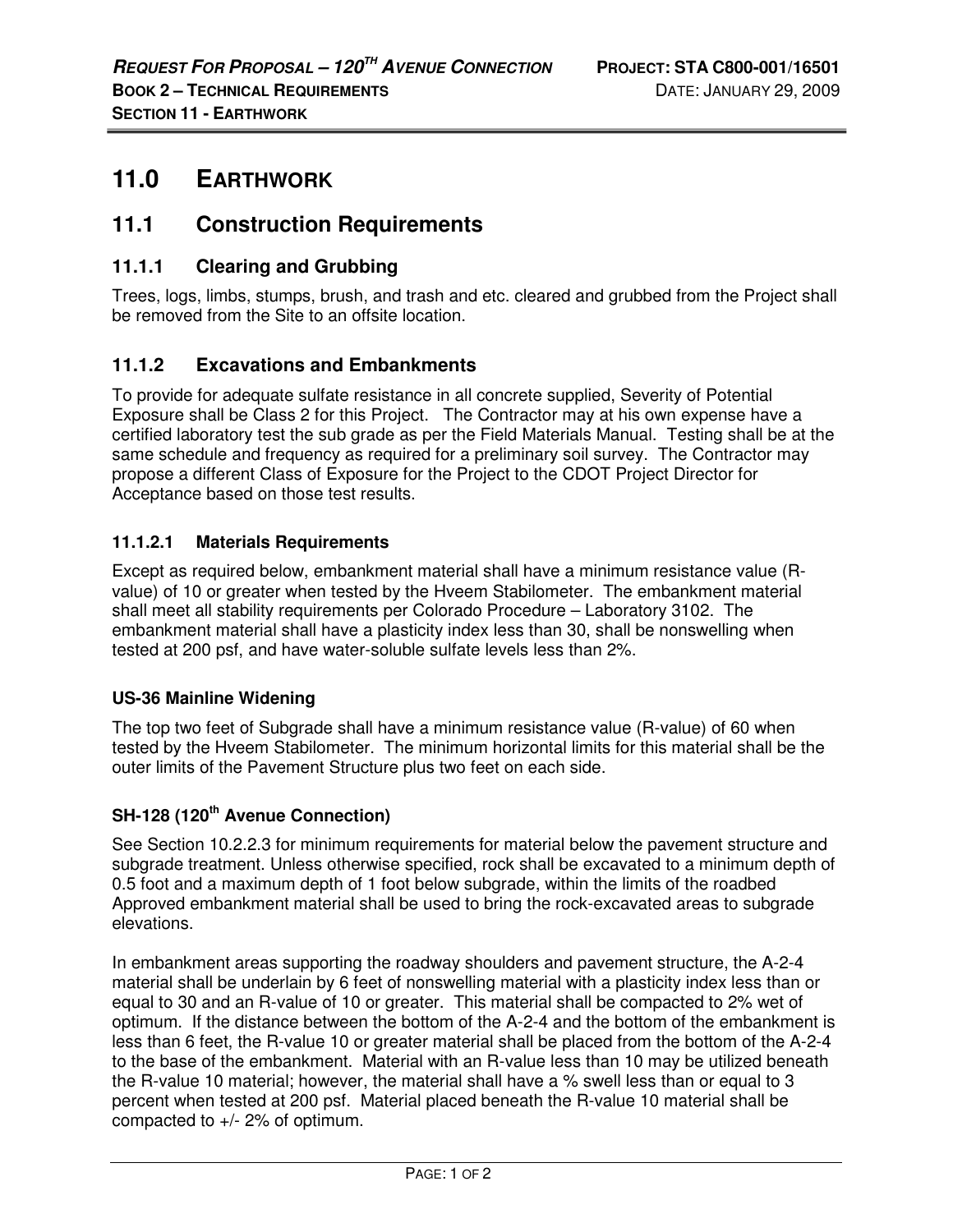# 11.0 EARTHWORK

## 11.1 Construction Requirements

### 11.1.1 Clearing and Grubbing

Trees, logs, limbs, stumps, brush, and trash and etc. cleared and grubbed from the Project shall be removed from the Site to an offsite location.

### 11.1.2 Excavations and Embankments

To provide for adequate sulfate resistance in all concrete supplied, Severity of Potential Exposure shall be Class 2 for this Project. The Contractor may at his own expense have a certified laboratory test the sub grade as per the Field Materials Manual. Testing shall be at the same schedule and frequency as required for a preliminary soil survey. The Contractor may propose a different Class of Exposure for the Project to the CDOT Project Director for Acceptance based on those test results.

#### 11.1.2.1 Materials Requirements

Except as required below, embankment material shall have a minimum resistance value (R-value) of 10 or greater when tested by the Hveem Stabilometer. The embankment material shall meet all stability requirements per Colorado Procedure – Laboratory 3102. The embankment material shall have a plasticity index less than 30, shall be nonswelling when tested at 200 psf, and have water-soluble sulfate levels less than 2%.

**US-36 Mainline Widening**

The top two feet of Subgrade shall have a minimum resistance value (R-value) of 60 when tested by the Hveem Stabilometer. The minimum horizontal limits for this material shall be the outer limits of the Pavement Structure plus two feet on each side.

**SH-128 (120th Avenue Connection)**

See Section 10.2.2.3 for minimum requirements for material below the pavement structure and subgrade treatment. Unless otherwise specified, rock shall be excavated to a minimum depth of 0.5 foot and a maximum depth of 1 foot below subgrade, within the limits of the roadbed Approved embankment material shall be used to bring the rock-excavated areas to subgrade elevations.

In embankment areas supporting the roadway shoulders and pavement structure, the A-2-4 material shall be underlain by 6 feet of nonswelling material with a plasticity index less than or equal to 30 and an R-value of 10 or greater. This material shall be compacted to 2% wet of optimum. If the distance between the bottom of the A-2-4 and the bottom of the embankment is less than 6 feet, the R-value 10 or greater material shall be placed from the bottom of the A-2-4 to the base of the embankment. Material with an R-value less than 10 may be utilized beneath the R-value 10 material; however, the material shall have a % swell less than or equal to 3 percent when tested at 200 psf. Material placed beneath the R-value 10 material shall be compacted to +/- 2% of optimum.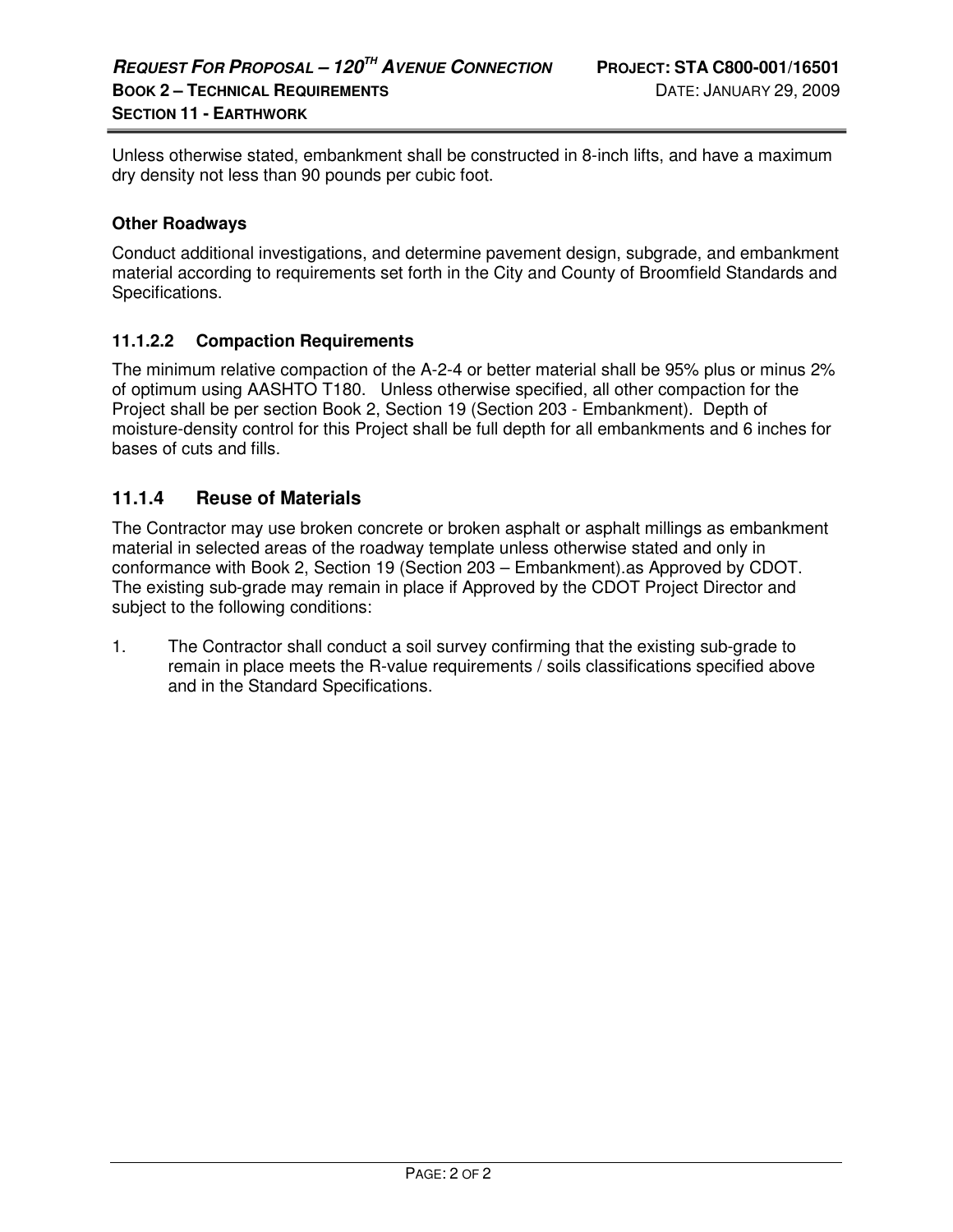Unless otherwise stated, embankment shall be constructed in 8-inch lifts, and have a maximum dry density not less than 90 pounds per cubic foot.

**Other Roadways**

Conduct additional investigations, and determine pavement design, subgrade, and embankment material according to requirements set forth in the City and County of Broomfield Standards and Specifications.

### 11.1.2.2 Compaction Requirements

The minimum relative compaction of the A-2-4 or better material shall be 95% plus or minus 2% of optimum using AASHTO T180. Unless otherwise specified, all other compaction for the Project shall be per section Book 2, Section 19 (Section 203 - Embankment). Depth of moisture-density control for this Project shall be full depth for all embankments and 6 inches for bases of cuts and fills.

## 11.1.4 Reuse of Materials

The Contractor may use broken concrete or broken asphalt or asphalt millings as embankment material in selected areas of the roadway template unless otherwise stated and only in conformance with Book 2, Section 19 (Section 203 – Embankment).as Approved by CDOT. The existing sub-grade may remain in place if Approved by the CDOT Project Director and subject to the following conditions:

1. The Contractor shall conduct a soil survey confirming that the existing sub-grade to remain in place meets the R-value requirements / soils classifications specified above and in the Standard Specifications.